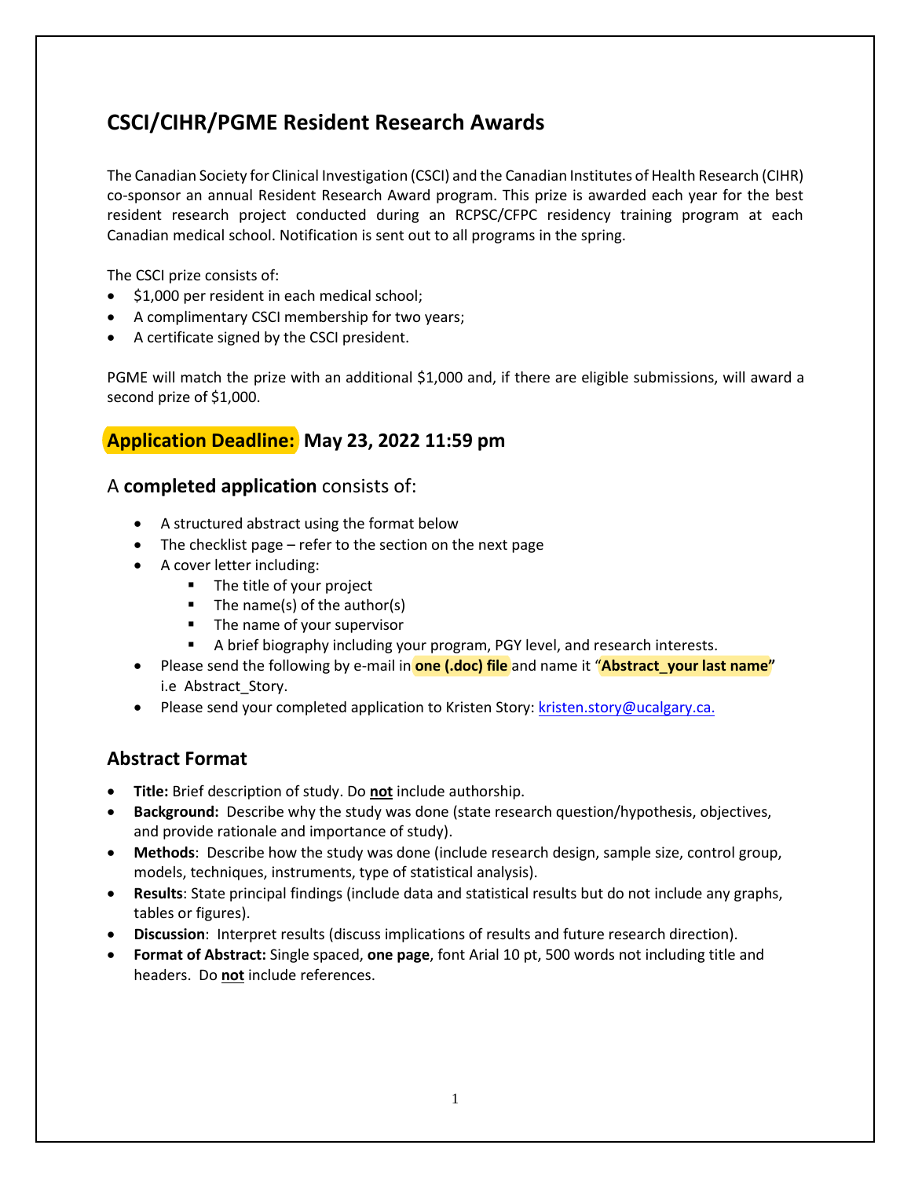## CSCI/CIHR/PGME Resident Research Awards

The Canadian Society for Clinical Investigation (CSCI) and the Canadian Institutes of Health Research (CIHR) co-sponsor an annual Resident Research Award program. This prize is awarded each year for the best resident research project conducted during an RCPSC/CFPC residency training program at each Canadian medical school. Notification is sent out to all programs in the spring.

The CSCI prize consists of:

- $1,000 per resident in each medical school;
- A complimentary CSCI membership for two years;
- A certificate signed by the CSCI president.

PGME will match the prize with an additional $1,000 and, if there are eligible submissions, will award a second prize of $1,000.

### **Application Deadline:** May 23, 2022 11:59 pm

### A **completed application** consists of:

- A structured abstract using the format below
- The checklist page – refer to the section on the next page
- A cover letter including:
  - The title of your project
  - The name(s) of the author(s)
  - The name of your supervisor
  - A brief biography including your program, PGY level, and research interests.
- Please send the following by e-mail in **one (.doc) file** and name it "**Abstract_your last name**" i.e Abstract_Story.
- Please send your completed application to Kristen Story: kristen.story@ucalgary.ca.

### Abstract Format

- **Title:** Brief description of study. Do **not** include authorship.
- **Background:** Describe why the study was done (state research question/hypothesis, objectives, and provide rationale and importance of study).
- **Methods**: Describe how the study was done (include research design, sample size, control group, models, techniques, instruments, type of statistical analysis).
- **Results**: State principal findings (include data and statistical results but do not include any graphs, tables or figures).
- **Discussion**: Interpret results (discuss implications of results and future research direction).
- **Format of Abstract:** Single spaced, **one page**, font Arial 10 pt, 500 words not including title and headers. Do **not** include references.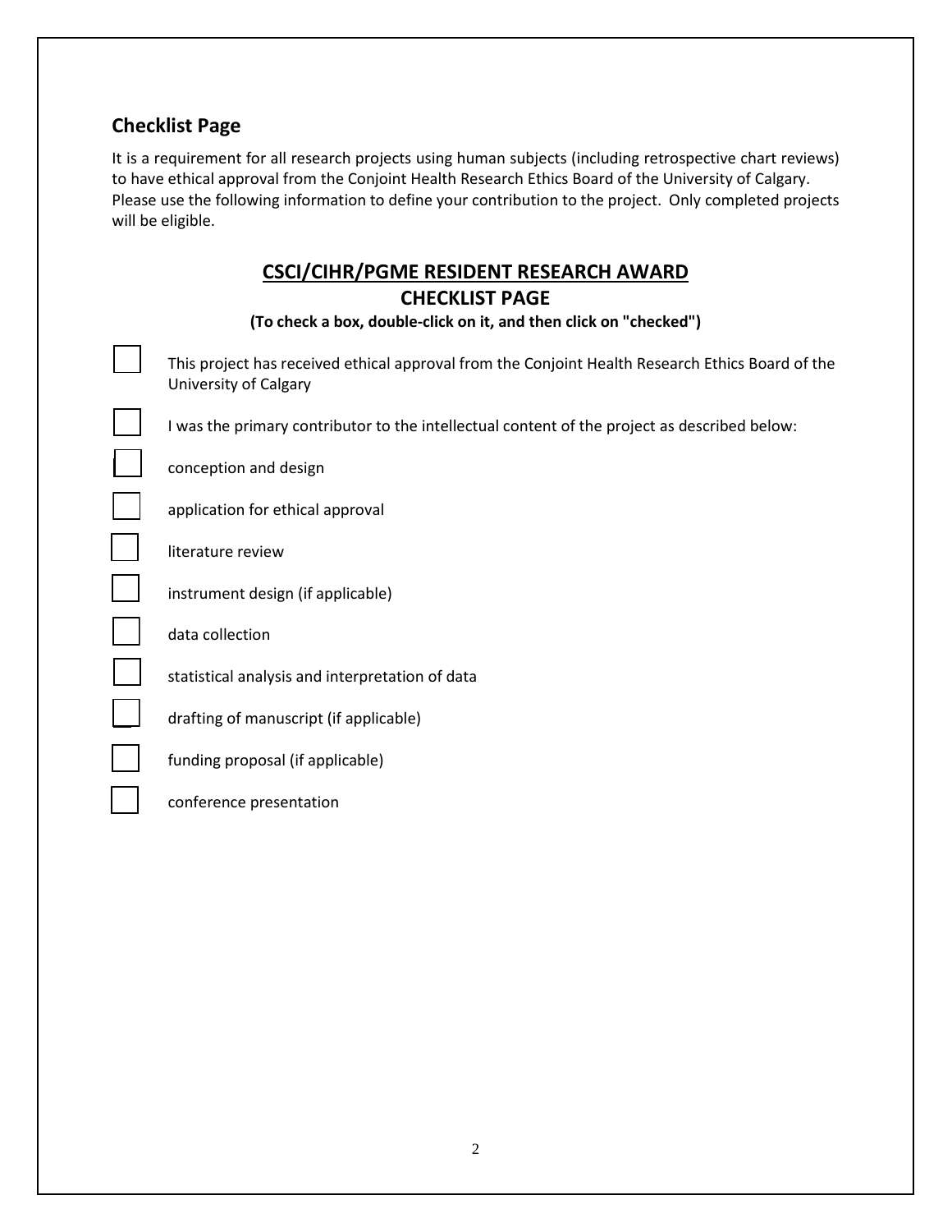## Checklist Page

It is a requirement for all research projects using human subjects (including retrospective chart reviews) to have ethical approval from the Conjoint Health Research Ethics Board of the University of Calgary. Please use the following information to define your contribution to the project. Only completed projects will be eligible.

## CSCI/CIHR/PGME RESIDENT RESEARCH AWARD

### CHECKLIST PAGE

**(To check a box, double-click on it, and then click on "checked")**

- [ ] This project has received ethical approval from the Conjoint Health Research Ethics Board of the University of Calgary
- [ ] I was the primary contributor to the intellectual content of the project as described below:
- [ ] conception and design
- [ ] application for ethical approval
- [ ] literature review
- [ ] instrument design (if applicable)
- [ ] data collection
- [ ] statistical analysis and interpretation of data
- [ ] drafting of manuscript (if applicable)
- [ ] funding proposal (if applicable)
- [ ] conference presentation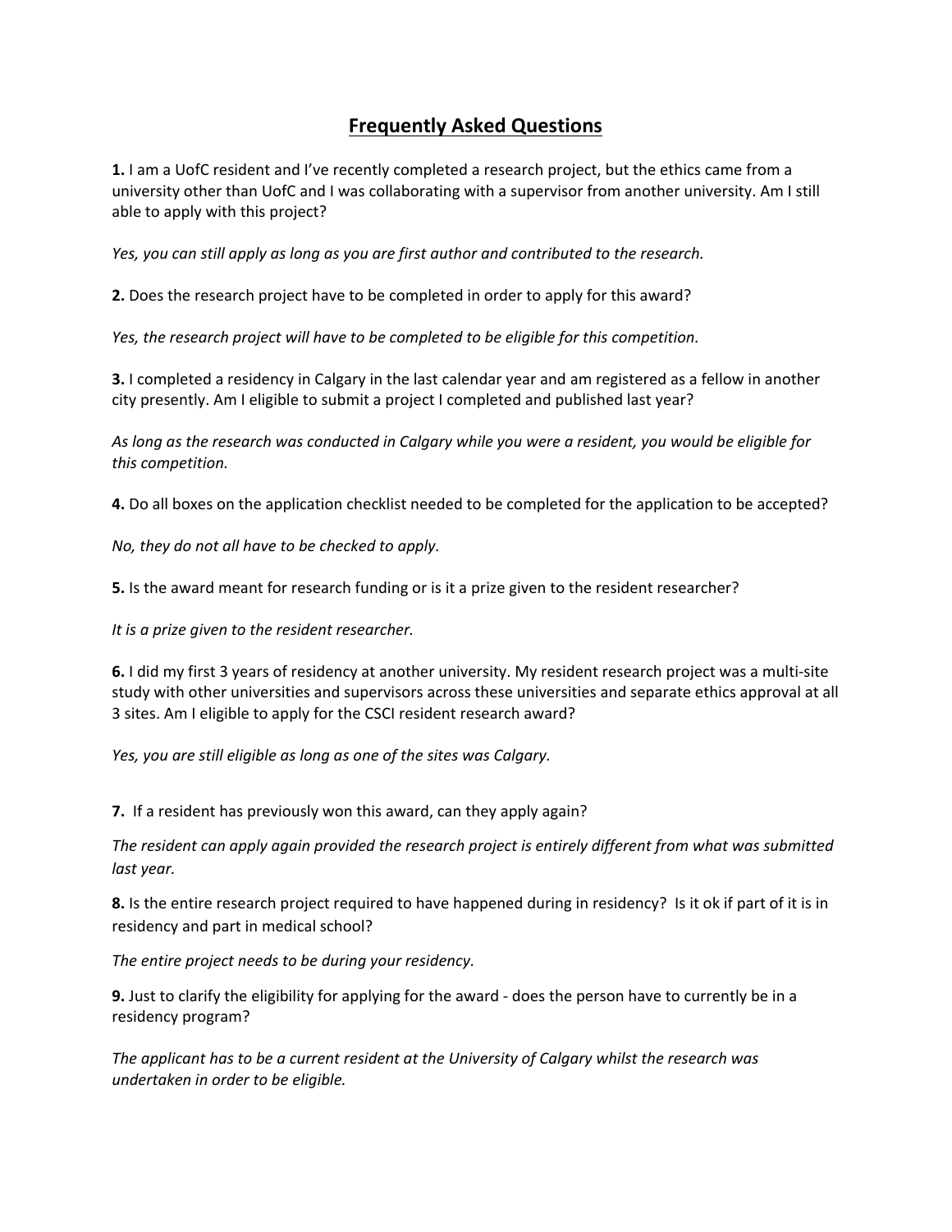# Frequently Asked Questions

**1.** I am a UofC resident and I've recently completed a research project, but the ethics came from a university other than UofC and I was collaborating with a supervisor from another university. Am I still able to apply with this project?

*Yes, you can still apply as long as you are first author and contributed to the research.*

**2.** Does the research project have to be completed in order to apply for this award?

*Yes, the research project will have to be completed to be eligible for this competition.*

**3.** I completed a residency in Calgary in the last calendar year and am registered as a fellow in another city presently. Am I eligible to submit a project I completed and published last year?

*As long as the research was conducted in Calgary while you were a resident, you would be eligible for this competition.*

**4.** Do all boxes on the application checklist needed to be completed for the application to be accepted?

*No, they do not all have to be checked to apply.*

**5.** Is the award meant for research funding or is it a prize given to the resident researcher?

*It is a prize given to the resident researcher.*

**6.** I did my first 3 years of residency at another university. My resident research project was a multi-site study with other universities and supervisors across these universities and separate ethics approval at all 3 sites. Am I eligible to apply for the CSCI resident research award?

*Yes, you are still eligible as long as one of the sites was Calgary.*

**7.** If a resident has previously won this award, can they apply again?

*The resident can apply again provided the research project is entirely different from what was submitted last year.*

**8.** Is the entire research project required to have happened during in residency? Is it ok if part of it is in residency and part in medical school?

*The entire project needs to be during your residency.*

**9.** Just to clarify the eligibility for applying for the award - does the person have to currently be in a residency program?

*The applicant has to be a current resident at the University of Calgary whilst the research was undertaken in order to be eligible.*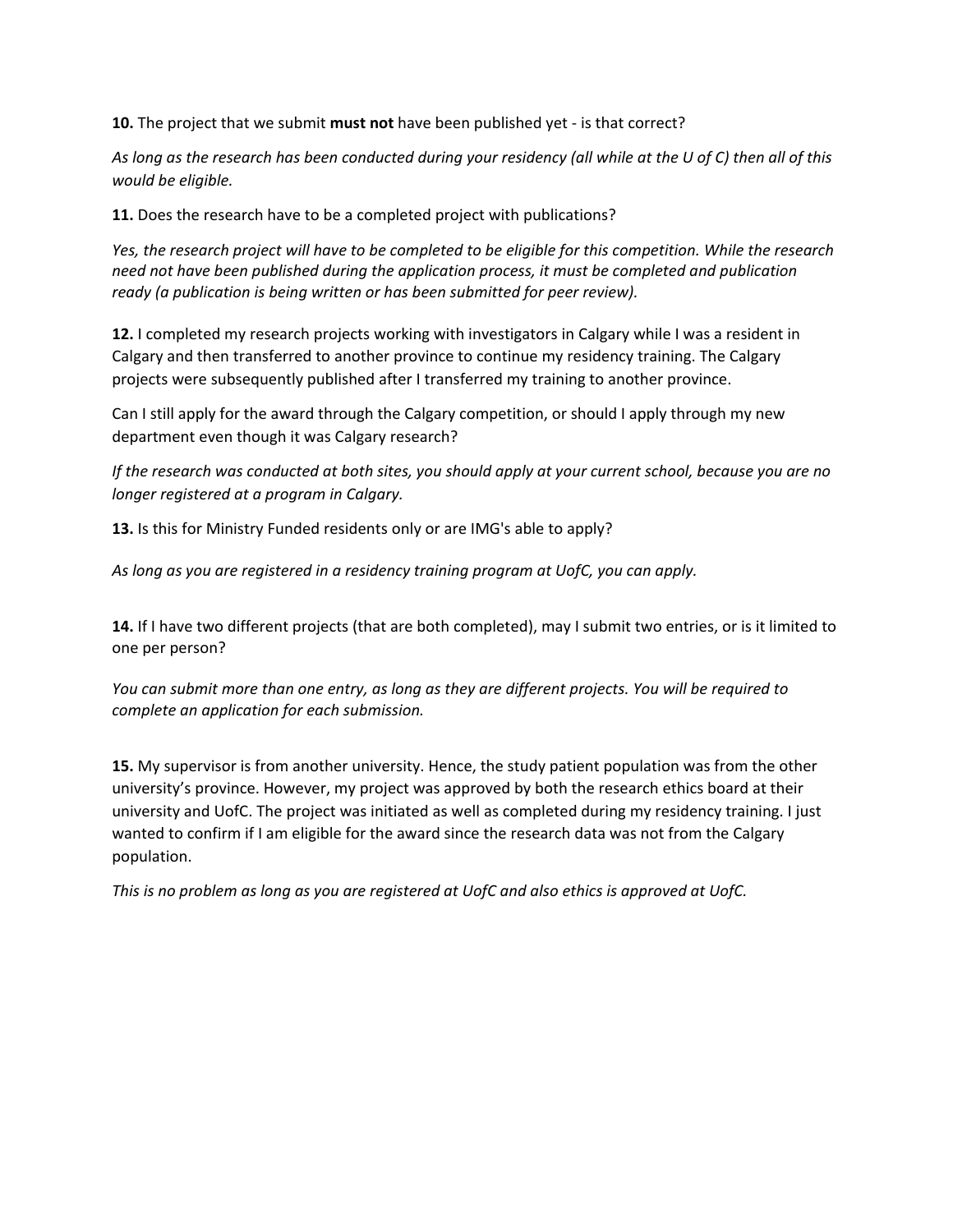**10.** The project that we submit **must not** have been published yet - is that correct?

*As long as the research has been conducted during your residency (all while at the U of C) then all of this would be eligible.*

**11.** Does the research have to be a completed project with publications?

*Yes, the research project will have to be completed to be eligible for this competition. While the research need not have been published during the application process, it must be completed and publication ready (a publication is being written or has been submitted for peer review).*

**12.** I completed my research projects working with investigators in Calgary while I was a resident in Calgary and then transferred to another province to continue my residency training. The Calgary projects were subsequently published after I transferred my training to another province.

Can I still apply for the award through the Calgary competition, or should I apply through my new department even though it was Calgary research?

*If the research was conducted at both sites, you should apply at your current school, because you are no longer registered at a program in Calgary.*

**13.** Is this for Ministry Funded residents only or are IMG's able to apply?

*As long as you are registered in a residency training program at UofC, you can apply.*

**14.** If I have two different projects (that are both completed), may I submit two entries, or is it limited to one per person?

*You can submit more than one entry, as long as they are different projects. You will be required to complete an application for each submission.*

**15.** My supervisor is from another university. Hence, the study patient population was from the other university's province. However, my project was approved by both the research ethics board at their university and UofC. The project was initiated as well as completed during my residency training. I just wanted to confirm if I am eligible for the award since the research data was not from the Calgary population.

*This is no problem as long as you are registered at UofC and also ethics is approved at UofC.*